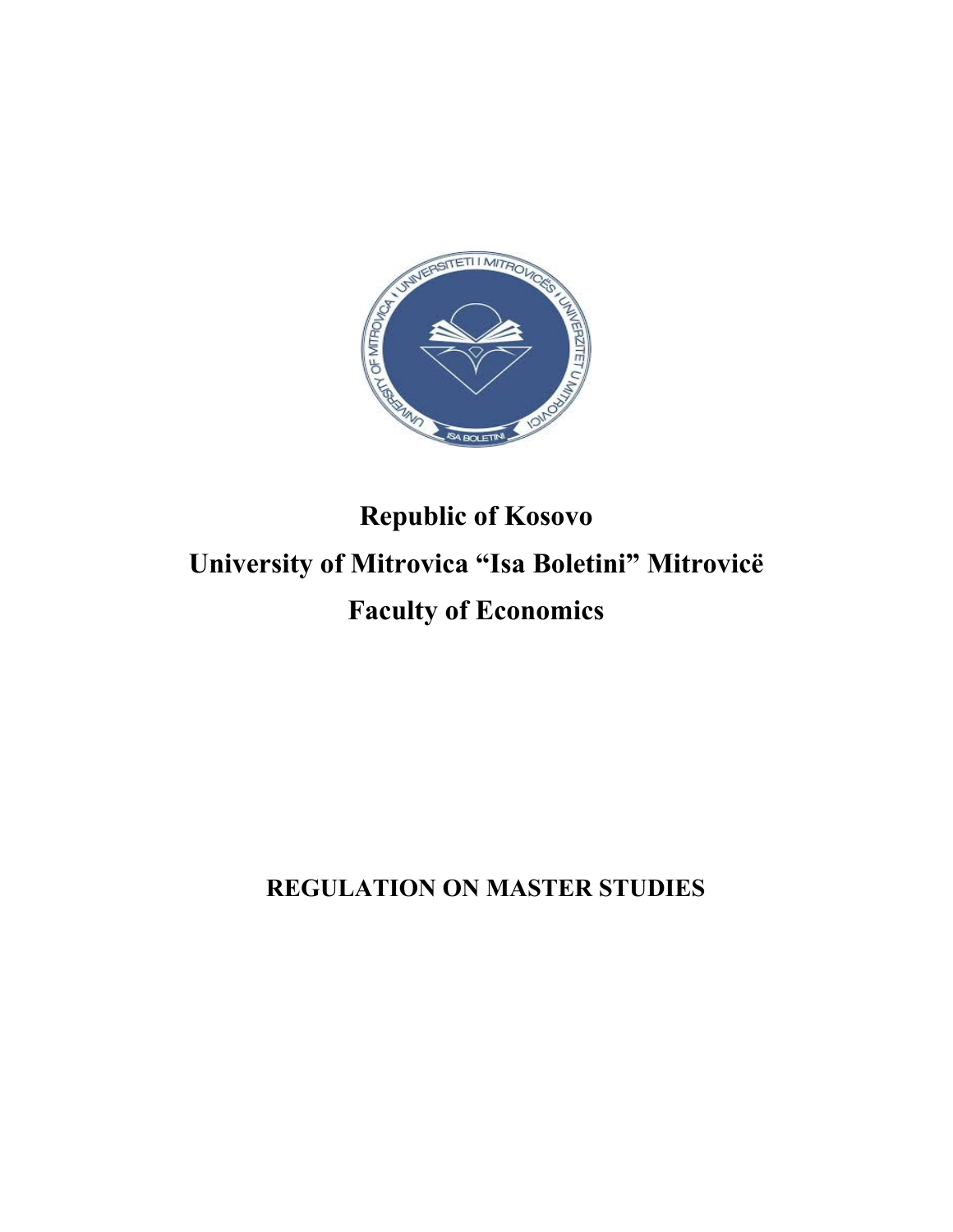# Republic of Kosovo

# University of Mitrovica "Isa Boletini" Mitrovicë

# Faculty of Economics

## REGULATION ON MASTER STUDIES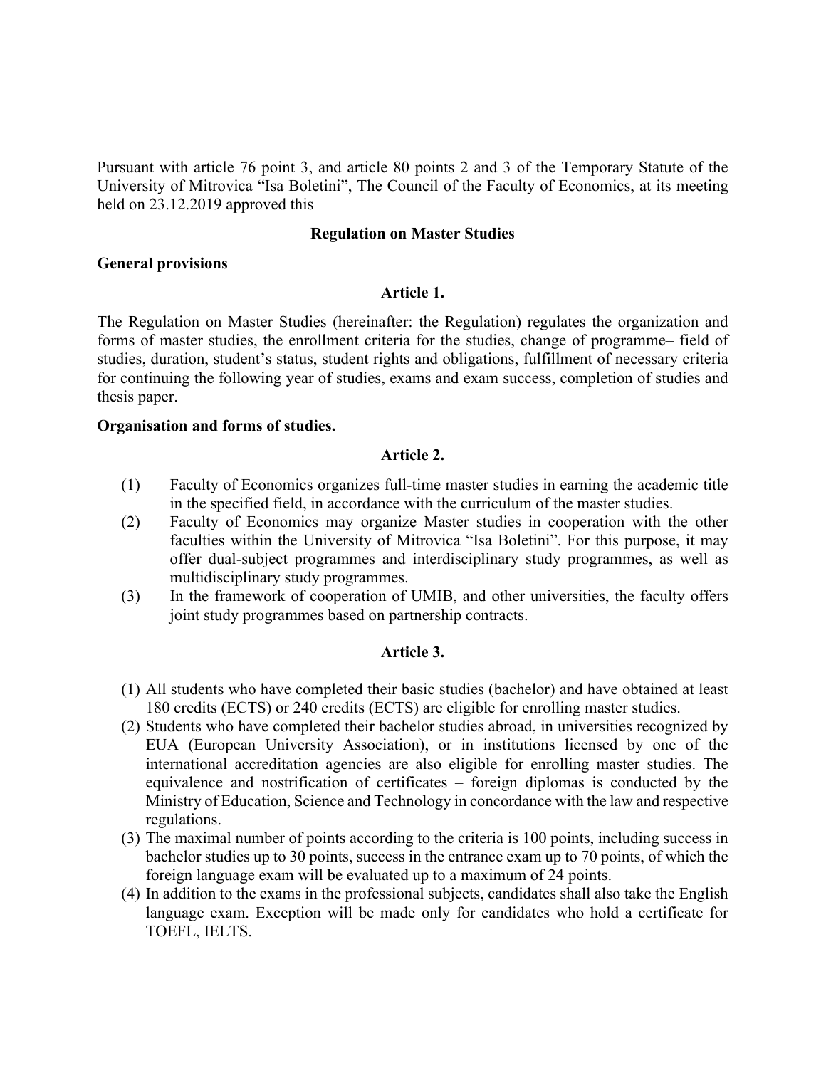Pursuant with article 76 point 3, and article 80 points 2 and 3 of the Temporary Statute of the University of Mitrovica "Isa Boletini", The Council of the Faculty of Economics, at its meeting held on 23.12.2019 approved this

## Regulation on Master Studies

**General provisions**

### Article 1.

The Regulation on Master Studies (hereinafter: the Regulation) regulates the organization and forms of master studies, the enrollment criteria for the studies, change of programme– field of studies, duration, student's status, student rights and obligations, fulfillment of necessary criteria for continuing the following year of studies, exams and exam success, completion of studies and thesis paper.

**Organisation and forms of studies.**

### Article 2.

(1) Faculty of Economics organizes full-time master studies in earning the academic title in the specified field, in accordance with the curriculum of the master studies.

(2) Faculty of Economics may organize Master studies in cooperation with the other faculties within the University of Mitrovica "Isa Boletini". For this purpose, it may offer dual-subject programmes and interdisciplinary study programmes, as well as multidisciplinary study programmes.

(3) In the framework of cooperation of UMIB, and other universities, the faculty offers joint study programmes based on partnership contracts.

### Article 3.

(1) All students who have completed their basic studies (bachelor) and have obtained at least 180 credits (ECTS) or 240 credits (ECTS) are eligible for enrolling master studies.

(2) Students who have completed their bachelor studies abroad, in universities recognized by EUA (European University Association), or in institutions licensed by one of the international accreditation agencies are also eligible for enrolling master studies. The equivalence and nostrification of certificates – foreign diplomas is conducted by the Ministry of Education, Science and Technology in concordance with the law and respective regulations.

(3) The maximal number of points according to the criteria is 100 points, including success in bachelor studies up to 30 points, success in the entrance exam up to 70 points, of which the foreign language exam will be evaluated up to a maximum of 24 points.

(4) In addition to the exams in the professional subjects, candidates shall also take the English language exam. Exception will be made only for candidates who hold a certificate for TOEFL, IELTS.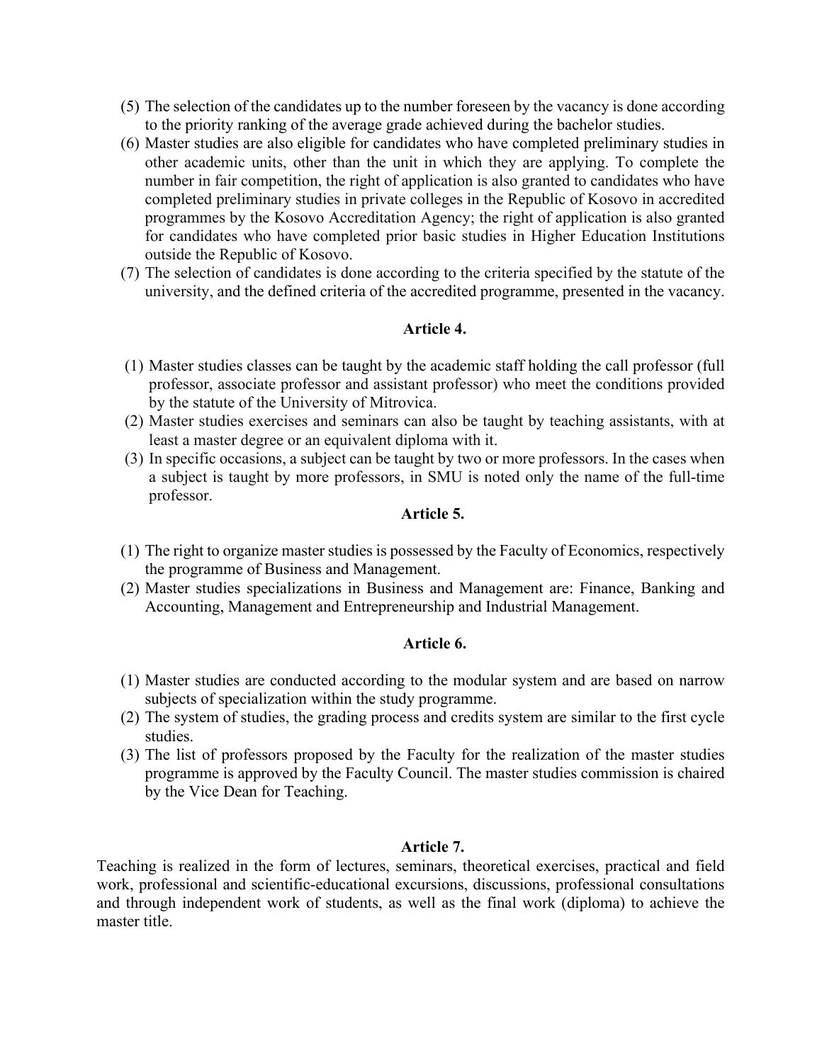(5) The selection of the candidates up to the number foreseen by the vacancy is done according to the priority ranking of the average grade achieved during the bachelor studies.

(6) Master studies are also eligible for candidates who have completed preliminary studies in other academic units, other than the unit in which they are applying. To complete the number in fair competition, the right of application is also granted to candidates who have completed preliminary studies in private colleges in the Republic of Kosovo in accredited programmes by the Kosovo Accreditation Agency; the right of application is also granted for candidates who have completed prior basic studies in Higher Education Institutions outside the Republic of Kosovo.

(7) The selection of candidates is done according to the criteria specified by the statute of the university, and the defined criteria of the accredited programme, presented in the vacancy.

### Article 4.

(1) Master studies classes can be taught by the academic staff holding the call professor (full professor, associate professor and assistant professor) who meet the conditions provided by the statute of the University of Mitrovica.

(2) Master studies exercises and seminars can also be taught by teaching assistants, with at least a master degree or an equivalent diploma with it.

(3) In specific occasions, a subject can be taught by two or more professors. In the cases when a subject is taught by more professors, in SMU is noted only the name of the full-time professor.

### Article 5.

(1) The right to organize master studies is possessed by the Faculty of Economics, respectively the programme of Business and Management.

(2) Master studies specializations in Business and Management are: Finance, Banking and Accounting, Management and Entrepreneurship and Industrial Management.

### Article 6.

(1) Master studies are conducted according to the modular system and are based on narrow subjects of specialization within the study programme.

(2) The system of studies, the grading process and credits system are similar to the first cycle studies.

(3) The list of professors proposed by the Faculty for the realization of the master studies programme is approved by the Faculty Council. The master studies commission is chaired by the Vice Dean for Teaching.

### Article 7.

Teaching is realized in the form of lectures, seminars, theoretical exercises, practical and field work, professional and scientific-educational excursions, discussions, professional consultations and through independent work of students, as well as the final work (diploma) to achieve the master title.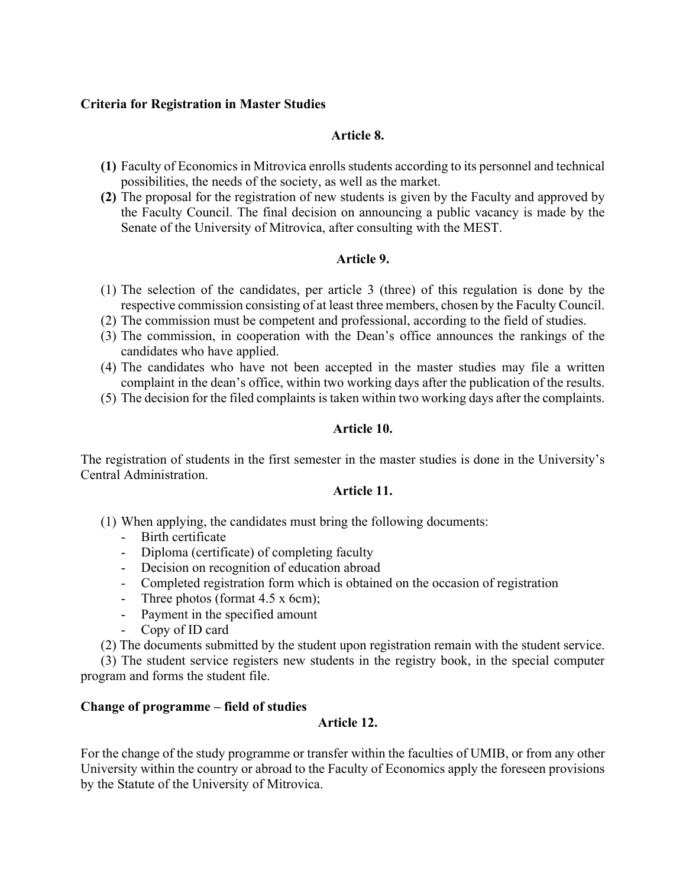**Criteria for Registration in Master Studies**

**Article 8.**

**(1)** Faculty of Economics in Mitrovica enrolls students according to its personnel and technical possibilities, the needs of the society, as well as the market.

**(2)** The proposal for the registration of new students is given by the Faculty and approved by the Faculty Council. The final decision on announcing a public vacancy is made by the Senate of the University of Mitrovica, after consulting with the MEST.

**Article 9.**

(1) The selection of the candidates, per article 3 (three) of this regulation is done by the respective commission consisting of at least three members, chosen by the Faculty Council.

(2) The commission must be competent and professional, according to the field of studies.

(3) The commission, in cooperation with the Dean's office announces the rankings of the candidates who have applied.

(4) The candidates who have not been accepted in the master studies may file a written complaint in the dean's office, within two working days after the publication of the results.

(5) The decision for the filed complaints is taken within two working days after the complaints.

**Article 10.**

The registration of students in the first semester in the master studies is done in the University's Central Administration.

**Article 11.**

(1) When applying, the candidates must bring the following documents:

- Birth certificate
- Diploma (certificate) of completing faculty
- Decision on recognition of education abroad
- Completed registration form which is obtained on the occasion of registration
- Three photos (format 4.5 x 6cm);
- Payment in the specified amount
- Copy of ID card

(2) The documents submitted by the student upon registration remain with the student service.

(3) The student service registers new students in the registry book, in the special computer program and forms the student file.

**Change of programme – field of studies**

**Article 12.**

For the change of the study programme or transfer within the faculties of UMIB, or from any other University within the country or abroad to the Faculty of Economics apply the foreseen provisions by the Statute of the University of Mitrovica.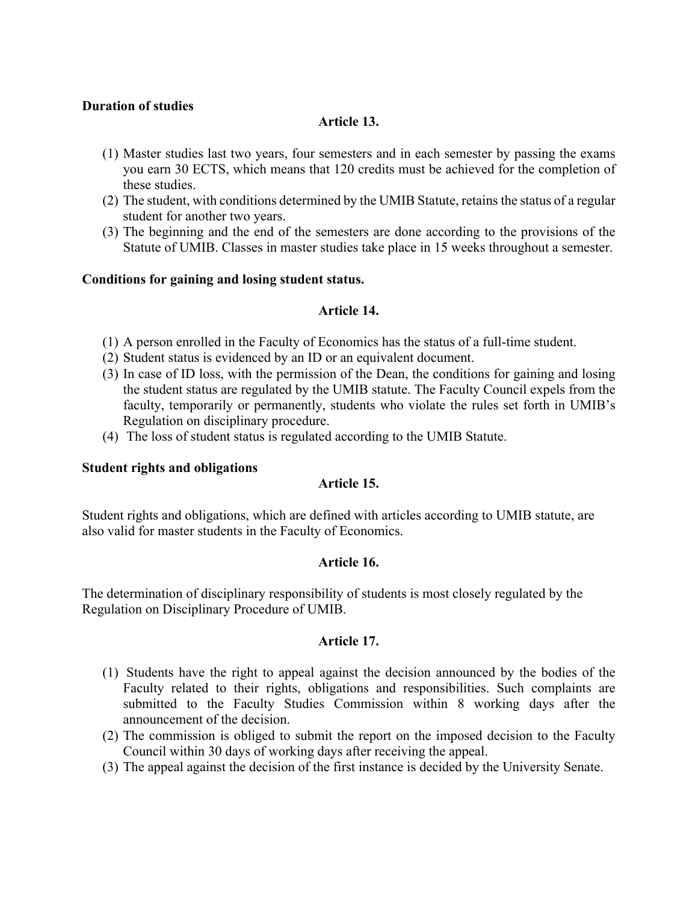**Duration of studies**

**Article 13.**

(1) Master studies last two years, four semesters and in each semester by passing the exams you earn 30 ECTS, which means that 120 credits must be achieved for the completion of these studies.
(2) The student, with conditions determined by the UMIB Statute, retains the status of a regular student for another two years.
(3) The beginning and the end of the semesters are done according to the provisions of the Statute of UMIB. Classes in master studies take place in 15 weeks throughout a semester.

**Conditions for gaining and losing student status.**

**Article 14.**

(1) A person enrolled in the Faculty of Economics has the status of a full-time student.
(2) Student status is evidenced by an ID or an equivalent document.
(3) In case of ID loss, with the permission of the Dean, the conditions for gaining and losing the student status are regulated by the UMIB statute. The Faculty Council expels from the faculty, temporarily or permanently, students who violate the rules set forth in UMIB's Regulation on disciplinary procedure.
(4) The loss of student status is regulated according to the UMIB Statute.

**Student rights and obligations**

**Article 15.**

Student rights and obligations, which are defined with articles according to UMIB statute, are also valid for master students in the Faculty of Economics.

**Article 16.**

The determination of disciplinary responsibility of students is most closely regulated by the Regulation on Disciplinary Procedure of UMIB.

**Article 17.**

(1) Students have the right to appeal against the decision announced by the bodies of the Faculty related to their rights, obligations and responsibilities. Such complaints are submitted to the Faculty Studies Commission within 8 working days after the announcement of the decision.
(2) The commission is obliged to submit the report on the imposed decision to the Faculty Council within 30 days of working days after receiving the appeal.
(3) The appeal against the decision of the first instance is decided by the University Senate.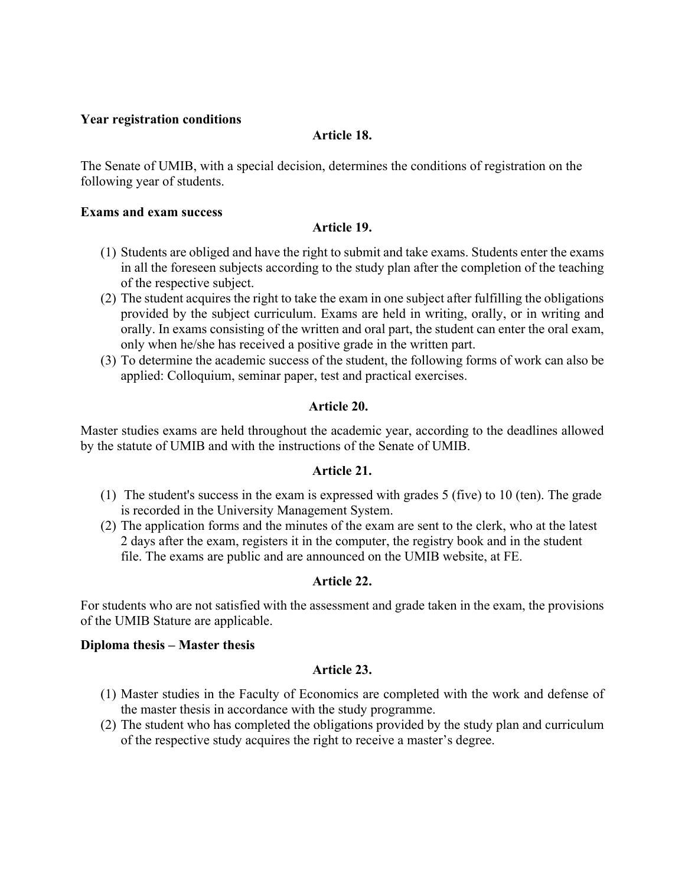**Year registration conditions**

**Article 18.**

The Senate of UMIB, with a special decision, determines the conditions of registration on the following year of students.

**Exams and exam success**

**Article 19.**

(1) Students are obliged and have the right to submit and take exams. Students enter the exams in all the foreseen subjects according to the study plan after the completion of the teaching of the respective subject.
(2) The student acquires the right to take the exam in one subject after fulfilling the obligations provided by the subject curriculum. Exams are held in writing, orally, or in writing and orally. In exams consisting of the written and oral part, the student can enter the oral exam, only when he/she has received a positive grade in the written part.
(3) To determine the academic success of the student, the following forms of work can also be applied: Colloquium, seminar paper, test and practical exercises.

**Article 20.**

Master studies exams are held throughout the academic year, according to the deadlines allowed by the statute of UMIB and with the instructions of the Senate of UMIB.

**Article 21.**

(1) The student's success in the exam is expressed with grades 5 (five) to 10 (ten). The grade is recorded in the University Management System.
(2) The application forms and the minutes of the exam are sent to the clerk, who at the latest 2 days after the exam, registers it in the computer, the registry book and in the student file. The exams are public and are announced on the UMIB website, at FE.

**Article 22.**

For students who are not satisfied with the assessment and grade taken in the exam, the provisions of the UMIB Stature are applicable.

**Diploma thesis – Master thesis**

**Article 23.**

(1) Master studies in the Faculty of Economics are completed with the work and defense of the master thesis in accordance with the study programme.
(2) The student who has completed the obligations provided by the study plan and curriculum of the respective study acquires the right to receive a master's degree.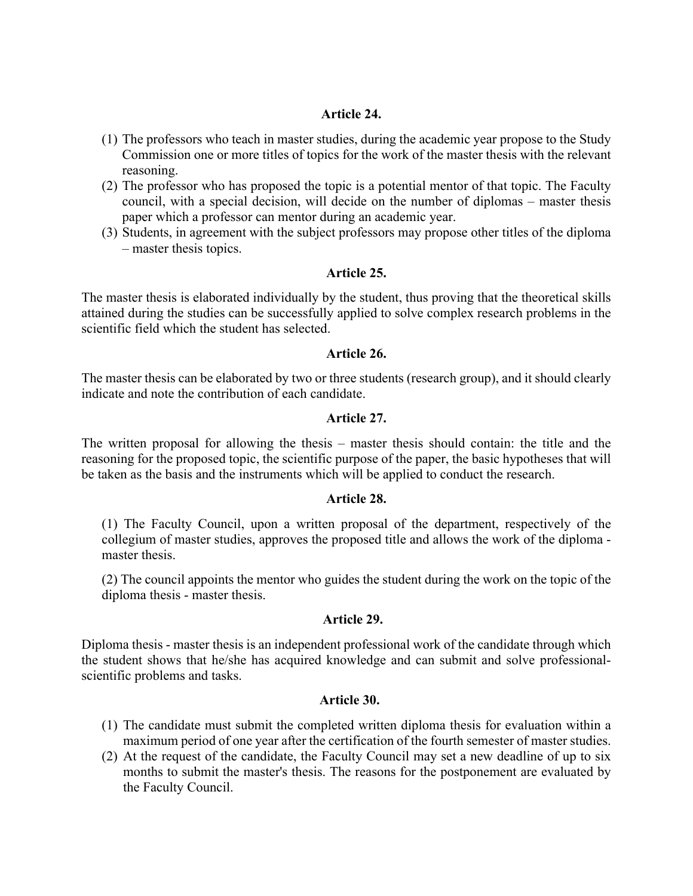**Article 24.**

(1) The professors who teach in master studies, during the academic year propose to the Study Commission one or more titles of topics for the work of the master thesis with the relevant reasoning.
(2) The professor who has proposed the topic is a potential mentor of that topic. The Faculty council, with a special decision, will decide on the number of diplomas – master thesis paper which a professor can mentor during an academic year.
(3) Students, in agreement with the subject professors may propose other titles of the diploma – master thesis topics.

**Article 25.**

The master thesis is elaborated individually by the student, thus proving that the theoretical skills attained during the studies can be successfully applied to solve complex research problems in the scientific field which the student has selected.

**Article 26.**

The master thesis can be elaborated by two or three students (research group), and it should clearly indicate and note the contribution of each candidate.

**Article 27.**

The written proposal for allowing the thesis – master thesis should contain: the title and the reasoning for the proposed topic, the scientific purpose of the paper, the basic hypotheses that will be taken as the basis and the instruments which will be applied to conduct the research.

**Article 28.**

(1) The Faculty Council, upon a written proposal of the department, respectively of the collegium of master studies, approves the proposed title and allows the work of the diploma - master thesis.

(2) The council appoints the mentor who guides the student during the work on the topic of the diploma thesis - master thesis.

**Article 29.**

Diploma thesis - master thesis is an independent professional work of the candidate through which the student shows that he/she has acquired knowledge and can submit and solve professional-scientific problems and tasks.

**Article 30.**

(1) The candidate must submit the completed written diploma thesis for evaluation within a maximum period of one year after the certification of the fourth semester of master studies.
(2) At the request of the candidate, the Faculty Council may set a new deadline of up to six months to submit the master's thesis. The reasons for the postponement are evaluated by the Faculty Council.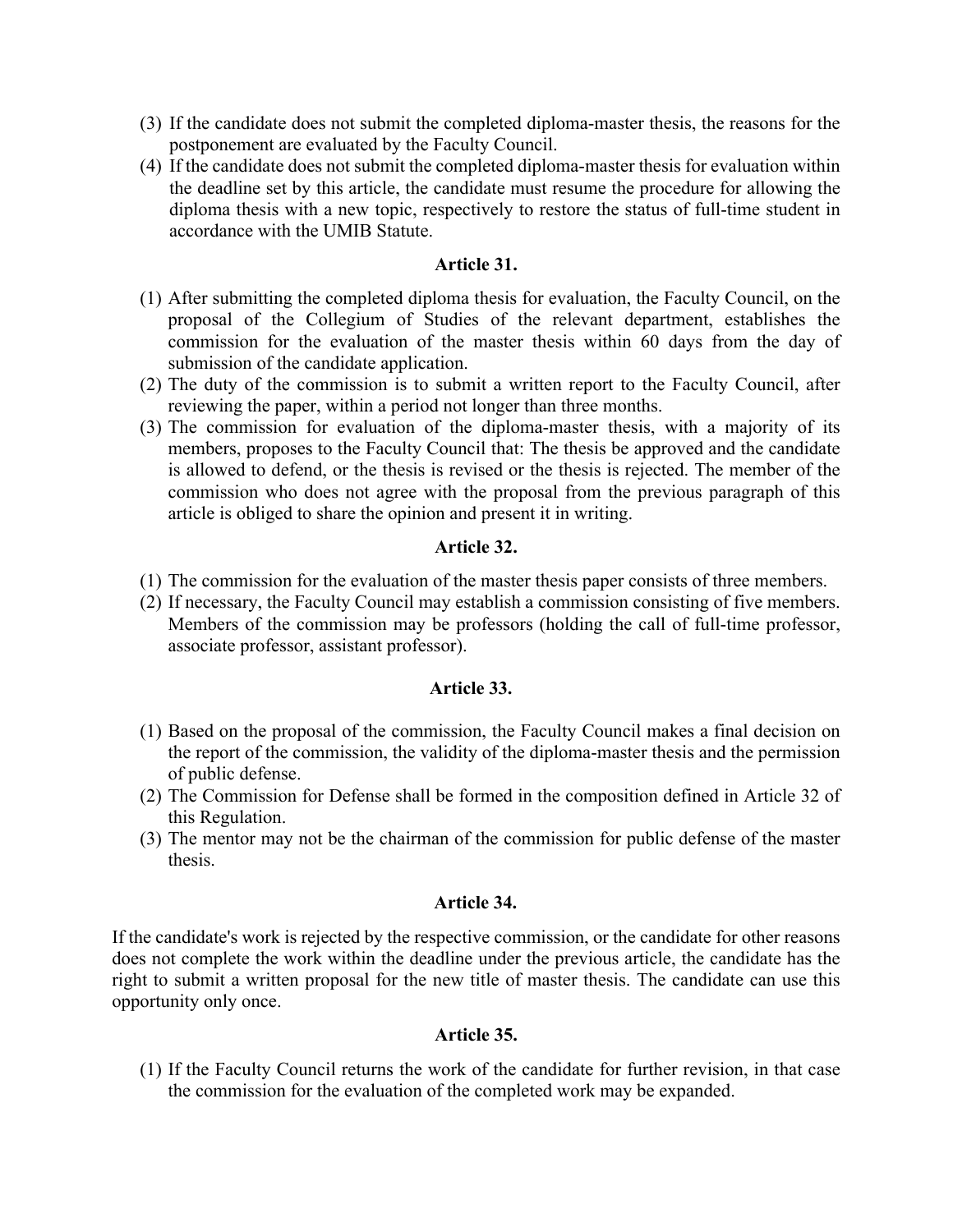(3) If the candidate does not submit the completed diploma-master thesis, the reasons for the postponement are evaluated by the Faculty Council.

(4) If the candidate does not submit the completed diploma-master thesis for evaluation within the deadline set by this article, the candidate must resume the procedure for allowing the diploma thesis with a new topic, respectively to restore the status of full-time student in accordance with the UMIB Statute.

### Article 31.

(1) After submitting the completed diploma thesis for evaluation, the Faculty Council, on the proposal of the Collegium of Studies of the relevant department, establishes the commission for the evaluation of the master thesis within 60 days from the day of submission of the candidate application.

(2) The duty of the commission is to submit a written report to the Faculty Council, after reviewing the paper, within a period not longer than three months.

(3) The commission for evaluation of the diploma-master thesis, with a majority of its members, proposes to the Faculty Council that: The thesis be approved and the candidate is allowed to defend, or the thesis is revised or the thesis is rejected. The member of the commission who does not agree with the proposal from the previous paragraph of this article is obliged to share the opinion and present it in writing.

### Article 32.

(1) The commission for the evaluation of the master thesis paper consists of three members.

(2) If necessary, the Faculty Council may establish a commission consisting of five members. Members of the commission may be professors (holding the call of full-time professor, associate professor, assistant professor).

### Article 33.

(1) Based on the proposal of the commission, the Faculty Council makes a final decision on the report of the commission, the validity of the diploma-master thesis and the permission of public defense.

(2) The Commission for Defense shall be formed in the composition defined in Article 32 of this Regulation.

(3) The mentor may not be the chairman of the commission for public defense of the master thesis.

### Article 34.

If the candidate's work is rejected by the respective commission, or the candidate for other reasons does not complete the work within the deadline under the previous article, the candidate has the right to submit a written proposal for the new title of master thesis. The candidate can use this opportunity only once.

### Article 35.

(1) If the Faculty Council returns the work of the candidate for further revision, in that case the commission for the evaluation of the completed work may be expanded.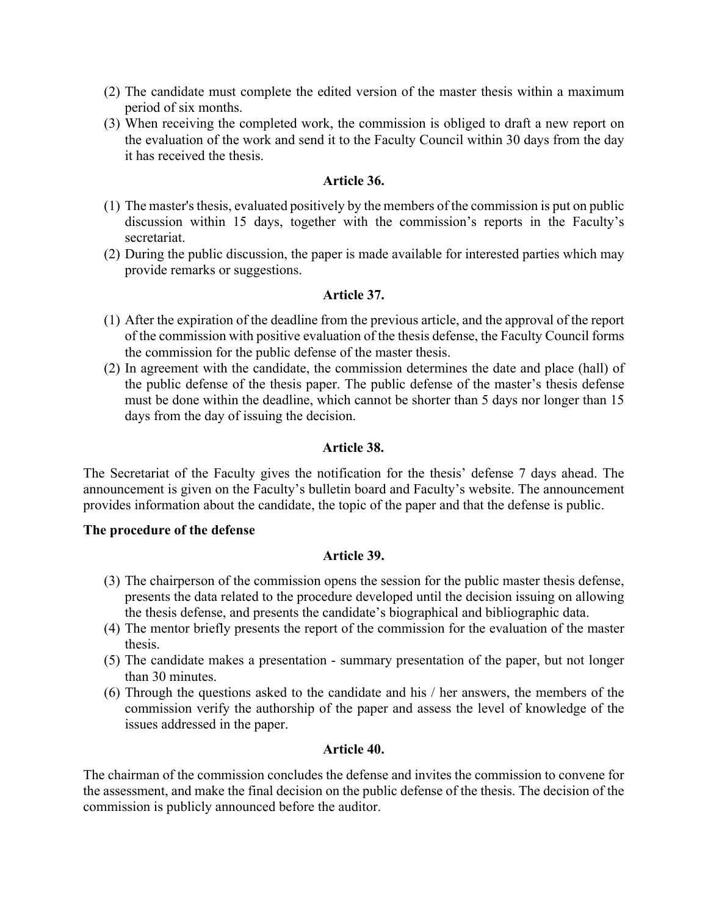(2) The candidate must complete the edited version of the master thesis within a maximum period of six months.
(3) When receiving the completed work, the commission is obliged to draft a new report on the evaluation of the work and send it to the Faculty Council within 30 days from the day it has received the thesis.

**Article 36.**

(1) The master's thesis, evaluated positively by the members of the commission is put on public discussion within 15 days, together with the commission's reports in the Faculty's secretariat.
(2) During the public discussion, the paper is made available for interested parties which may provide remarks or suggestions.

**Article 37.**

(1) After the expiration of the deadline from the previous article, and the approval of the report of the commission with positive evaluation of the thesis defense, the Faculty Council forms the commission for the public defense of the master thesis.
(2) In agreement with the candidate, the commission determines the date and place (hall) of the public defense of the thesis paper. The public defense of the master's thesis defense must be done within the deadline, which cannot be shorter than 5 days nor longer than 15 days from the day of issuing the decision.

**Article 38.**

The Secretariat of the Faculty gives the notification for the thesis' defense 7 days ahead. The announcement is given on the Faculty's bulletin board and Faculty's website. The announcement provides information about the candidate, the topic of the paper and that the defense is public.

**The procedure of the defense**

**Article 39.**

(3) The chairperson of the commission opens the session for the public master thesis defense, presents the data related to the procedure developed until the decision issuing on allowing the thesis defense, and presents the candidate's biographical and bibliographic data.
(4) The mentor briefly presents the report of the commission for the evaluation of the master thesis.
(5) The candidate makes a presentation - summary presentation of the paper, but not longer than 30 minutes.
(6) Through the questions asked to the candidate and his / her answers, the members of the commission verify the authorship of the paper and assess the level of knowledge of the issues addressed in the paper.

**Article 40.**

The chairman of the commission concludes the defense and invites the commission to convene for the assessment, and make the final decision on the public defense of the thesis. The decision of the commission is publicly announced before the auditor.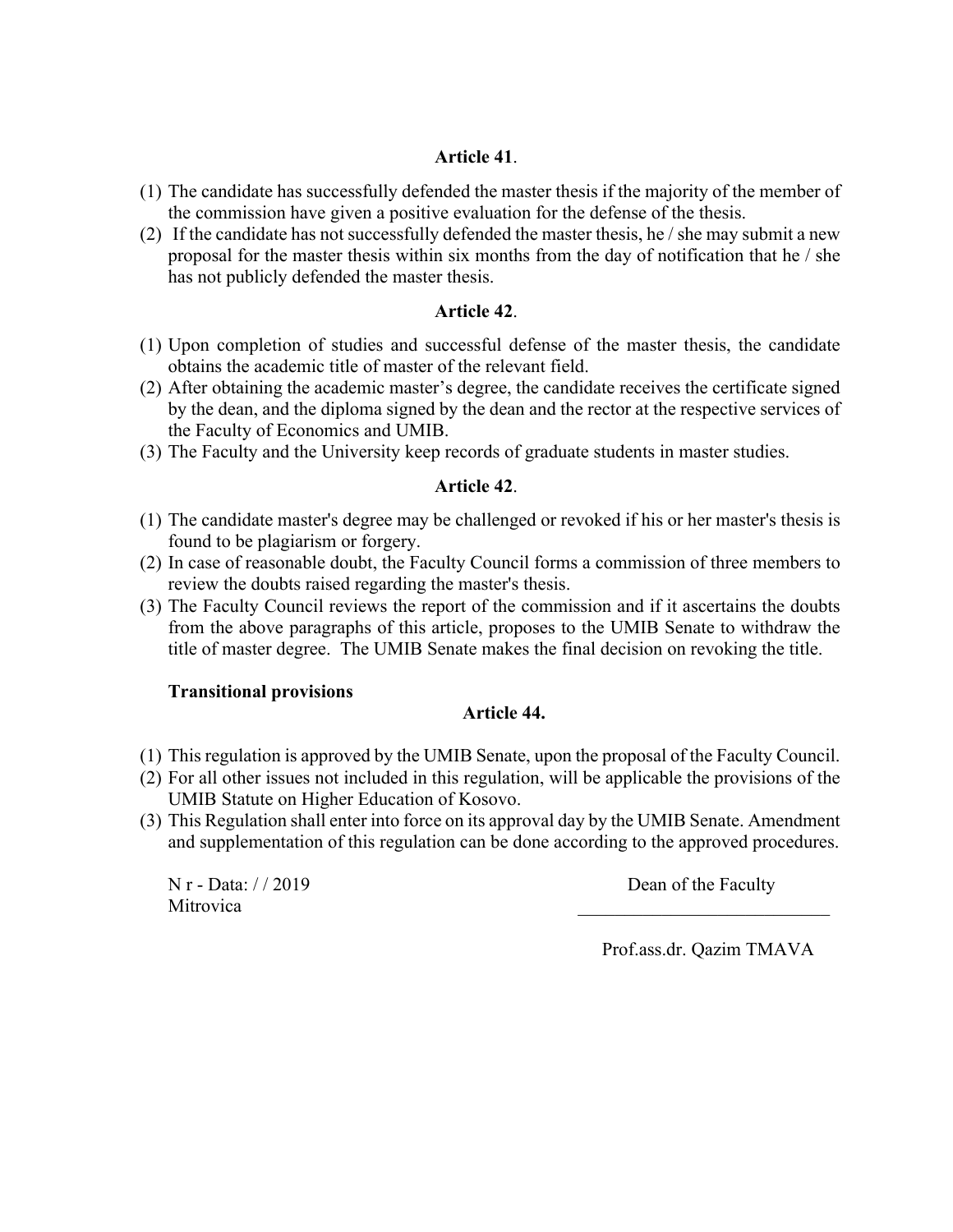**Article 41**.

(1) The candidate has successfully defended the master thesis if the majority of the member of the commission have given a positive evaluation for the defense of the thesis.
(2) If the candidate has not successfully defended the master thesis, he / she may submit a new proposal for the master thesis within six months from the day of notification that he / she has not publicly defended the master thesis.

**Article 42**.

(1) Upon completion of studies and successful defense of the master thesis, the candidate obtains the academic title of master of the relevant field.
(2) After obtaining the academic master's degree, the candidate receives the certificate signed by the dean, and the diploma signed by the dean and the rector at the respective services of the Faculty of Economics and UMIB.
(3) The Faculty and the University keep records of graduate students in master studies.

**Article 42**.

(1) The candidate master's degree may be challenged or revoked if his or her master's thesis is found to be plagiarism or forgery.
(2) In case of reasonable doubt, the Faculty Council forms a commission of three members to review the doubts raised regarding the master's thesis.
(3) The Faculty Council reviews the report of the commission and if it ascertains the doubts from the above paragraphs of this article, proposes to the UMIB Senate to withdraw the title of master degree. The UMIB Senate makes the final decision on revoking the title.

**Transitional provisions**

**Article 44.**

(1) This regulation is approved by the UMIB Senate, upon the proposal of the Faculty Council.
(2) For all other issues not included in this regulation, will be applicable the provisions of the UMIB Statute on Higher Education of Kosovo.
(3) This Regulation shall enter into force on its approval day by the UMIB Senate. Amendment and supplementation of this regulation can be done according to the approved procedures.

N r - Data: / / 2019
Mitrovica

Dean of the Faculty

___________________________

Prof.ass.dr. Qazim TMAVA